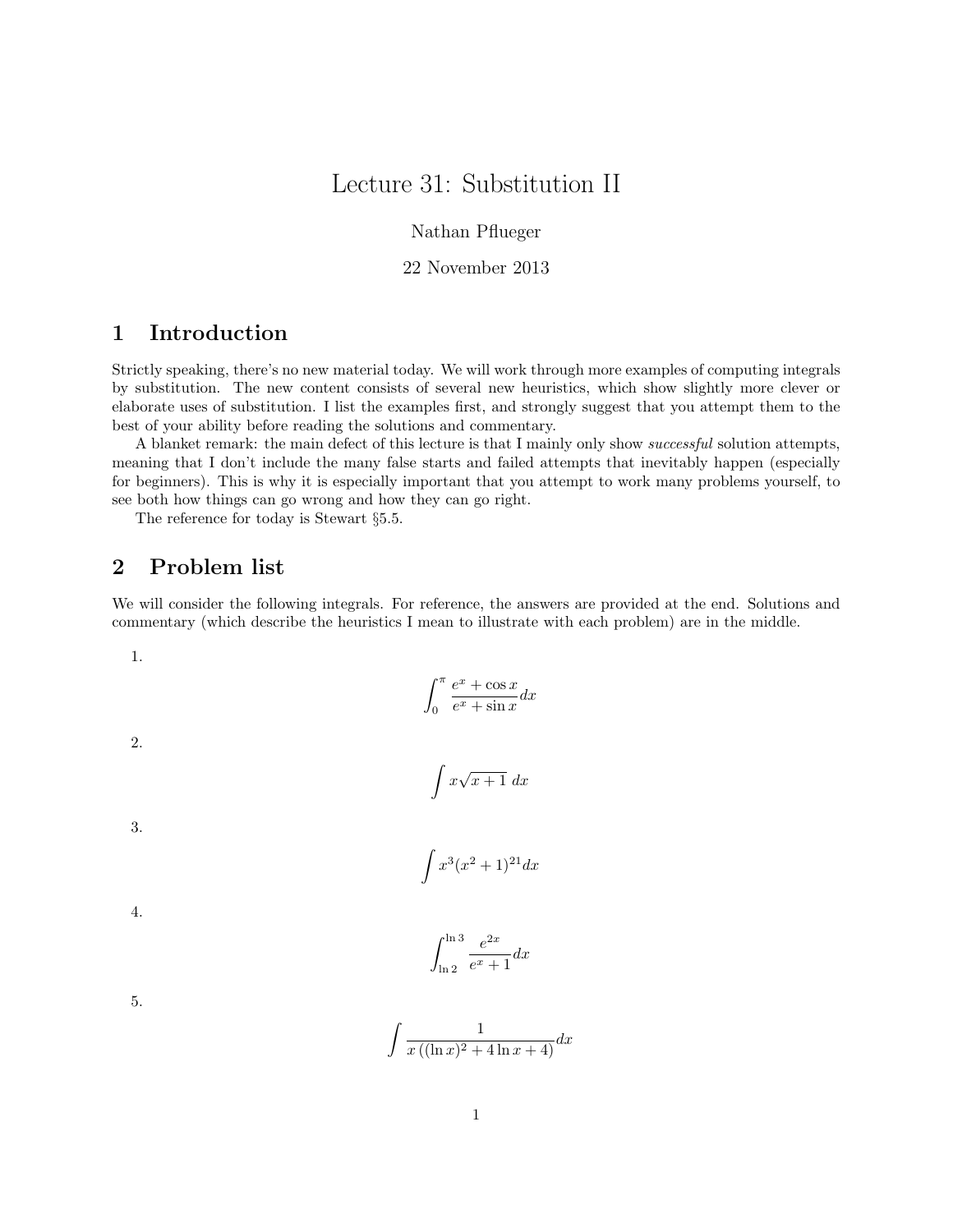# Lecture 31: Substitution II

Nathan Pflueger

22 November 2013

## 1 Introduction

Strictly speaking, there's no new material today. We will work through more examples of computing integrals by substitution. The new content consists of several new heuristics, which show slightly more clever or elaborate uses of substitution. I list the examples first, and strongly suggest that you attempt them to the best of your ability before reading the solutions and commentary.

A blanket remark: the main defect of this lecture is that I mainly only show *successful* solution attempts, meaning that I don't include the many false starts and failed attempts that inevitably happen (especially for beginners). This is why it is especially important that you attempt to work many problems yourself, to see both how things can go wrong and how they can go right.

The reference for today is Stewart §5.5.

## 2 Problem list

We will consider the following integrals. For reference, the answers are provided at the end. Solutions and commentary (which describe the heuristics I mean to illustrate with each problem) are in the middle.

1.
$$\int_0^\pi \frac{e^x + \cos x}{e^x + \sin x} dx$$

2.
$$\int x\sqrt{x+1}\; dx$$

3.
$$\int x^3 (x^2+1)^{21} dx$$

4.
$$\int_{\ln 2}^{\ln 3} \frac{e^{2x}}{e^x + 1} dx$$

5.
$$\int \frac{1}{x\left((\ln x)^2 + 4\ln x + 4\right)} dx$$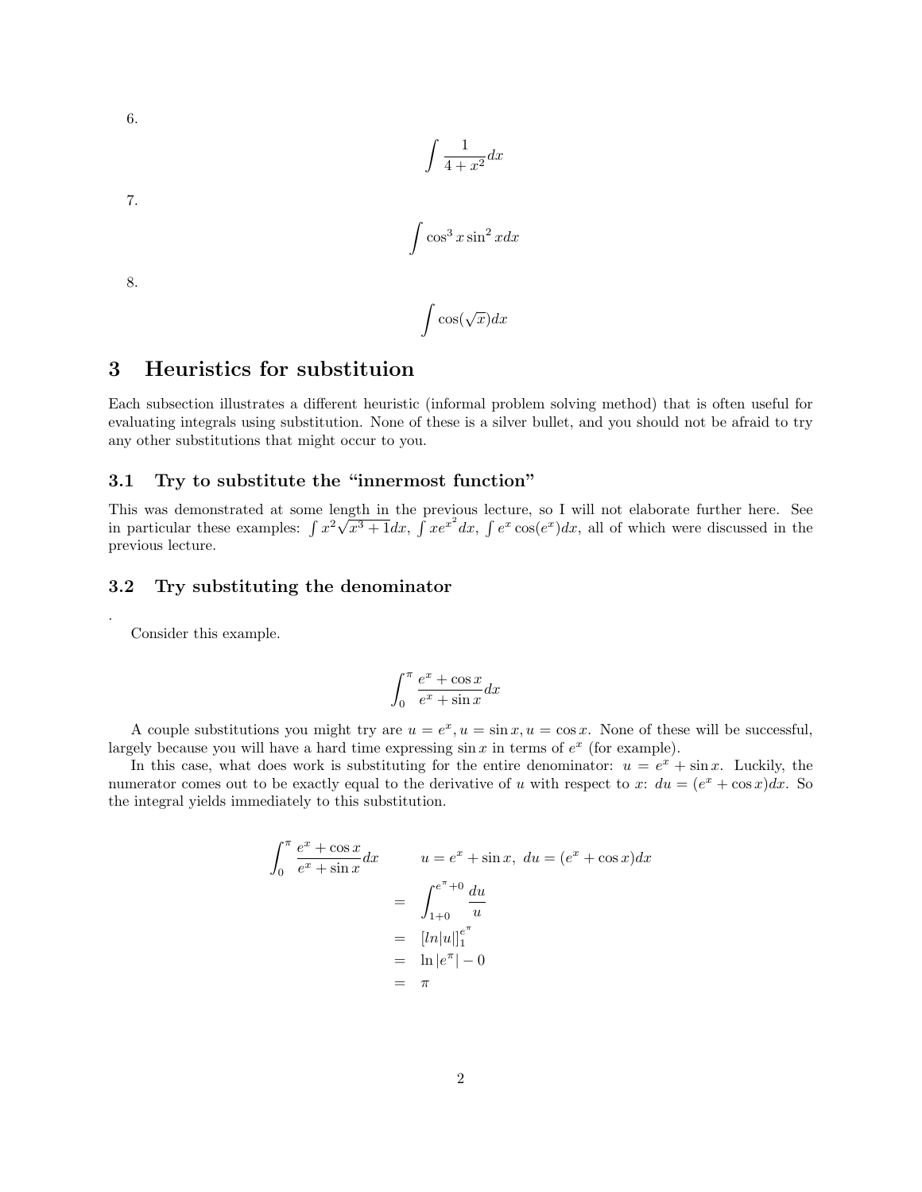6.

$$\int \frac{1}{4+x^2} dx$$

7.

$$\int \cos^3 x \sin^2 x dx$$

8.

$$\int \cos(\sqrt{x}) dx$$

# 3 Heuristics for substituion

Each subsection illustrates a different heuristic (informal problem solving method) that is often useful for evaluating integrals using substitution. None of these is a silver bullet, and you should not be afraid to try any other substitutions that might occur to you.

## 3.1 Try to substitute the "innermost function"

This was demonstrated at some length in the previous lecture, so I will not elaborate further here. See in particular these examples: $\int x^2\sqrt{x^3+1}dx$, $\int xe^{x^2}dx$, $\int e^x \cos(e^x)dx$, all of which were discussed in the previous lecture.

## 3.2 Try substituting the denominator

.

Consider this example.

$$\int_0^{\pi} \frac{e^x + \cos x}{e^x + \sin x} dx$$

A couple substitutions you might try are $u = e^x, u = \sin x, u = \cos x$. None of these will be successful, largely because you will have a hard time expressing $\sin x$ in terms of $e^x$ (for example).

In this case, what does work is substituting for the entire denominator: $u = e^x + \sin x$. Luckily, the numerator comes out to be exactly equal to the derivative of $u$ with respect to $x$: $du = (e^x + \cos x)dx$. So the integral yields immediately to this substitution.

$$\begin{aligned}
\int_0^{\pi} \frac{e^x + \cos x}{e^x + \sin x} dx & \qquad u = e^x + \sin x,\ du = (e^x + \cos x)dx \\
&= \int_{1+0}^{e^{\pi}+0} \frac{du}{u} \\
&= [ln|u|]_1^{e^{\pi}} \\
&= \ln|e^{\pi}| - 0 \\
&= \pi
\end{aligned}$$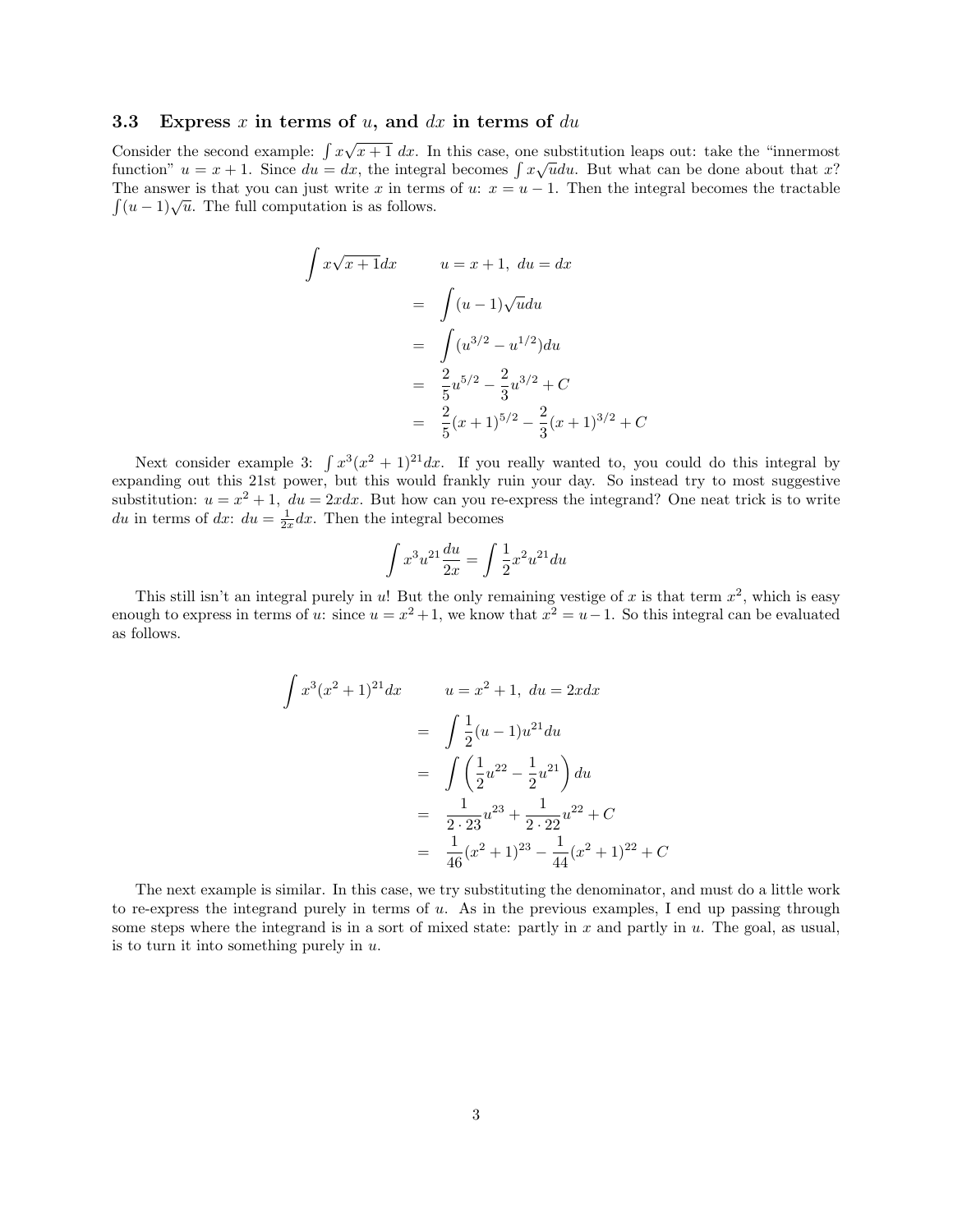### 3.3 Express $x$ in terms of $u$, and $dx$ in terms of $du$

Consider the second example: $\int x\sqrt{x+1}\,dx$. In this case, one substitution leaps out: take the "innermost function" $u = x+1$. Since $du = dx$, the integral becomes $\int x\sqrt{u}du$. But what can be done about that $x$? The answer is that you can just write $x$ in terms of $u$: $x = u-1$. Then the integral becomes the tractable $\int (u-1)\sqrt{u}$. The full computation is as follows.

$$
\begin{aligned}
\int x\sqrt{x+1}dx & \qquad u = x+1,\ du = dx \\
&= \int (u-1)\sqrt{u}du \\
&= \int (u^{3/2} - u^{1/2})du \\
&= \frac{2}{5}u^{5/2} - \frac{2}{3}u^{3/2} + C \\
&= \frac{2}{5}(x+1)^{5/2} - \frac{2}{3}(x+1)^{3/2} + C
\end{aligned}
$$

Next consider example 3: $\int x^3(x^2+1)^{21}dx$. If you really wanted to, you could do this integral by expanding out this 21st power, but this would frankly ruin your day. So instead try to most suggestive substitution: $u = x^2+1,\ du = 2xdx$. But how can you re-express the integrand? One neat trick is to write $du$ in terms of $dx$: $du = \frac{1}{2x}dx$. Then the integral becomes

$$
\int x^3u^{21}\frac{du}{2x} = \int \frac{1}{2}x^2u^{21}du
$$

This still isn't an integral purely in $u$! But the only remaining vestige of $x$ is that term $x^2$, which is easy enough to express in terms of $u$: since $u = x^2+1$, we know that $x^2 = u-1$. So this integral can be evaluated as follows.

$$
\begin{aligned}
\int x^3(x^2+1)^{21}dx & \qquad u = x^2+1,\ du = 2xdx \\
&= \int \frac{1}{2}(u-1)u^{21}du \\
&= \int \left(\frac{1}{2}u^{22} - \frac{1}{2}u^{21}\right)du \\
&= \frac{1}{2\cdot 23}u^{23} + \frac{1}{2\cdot 22}u^{22} + C \\
&= \frac{1}{46}(x^2+1)^{23} - \frac{1}{44}(x^2+1)^{22} + C
\end{aligned}
$$

The next example is similar. In this case, we try substituting the denominator, and must do a little work to re-express the integrand purely in terms of $u$. As in the previous examples, I end up passing through some steps where the integrand is in a sort of mixed state: partly in $x$ and partly in $u$. The goal, as usual, is to turn it into something purely in $u$.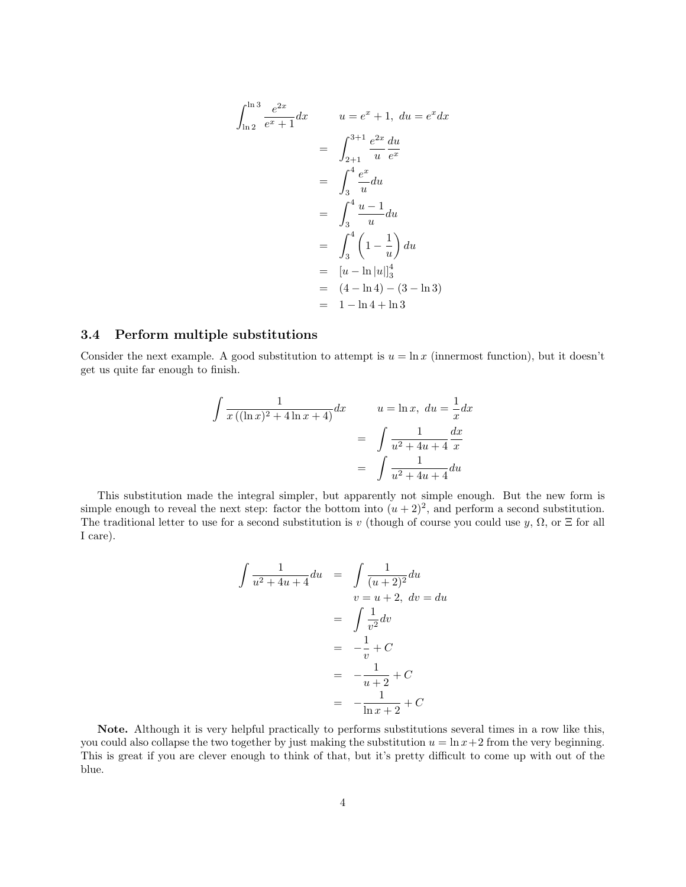$$
\begin{aligned}
\int_{\ln 2}^{\ln 3} \frac{e^{2x}}{e^x+1} dx \qquad & u = e^x + 1, \ du = e^x dx \\
&= \int_{2+1}^{3+1} \frac{e^{2x}}{u} \frac{du}{e^x} \\
&= \int_3^4 \frac{e^x}{u} du \\
&= \int_3^4 \frac{u-1}{u} du \\
&= \int_3^4 \left(1 - \frac{1}{u}\right) du \\
&= [u - \ln|u|]_3^4 \\
&= (4 - \ln 4) - (3 - \ln 3) \\
&= 1 - \ln 4 + \ln 3
\end{aligned}
$$

### 3.4 Perform multiple substitutions

Consider the next example. A good substitution to attempt is $u = \ln x$ (innermost function), but it doesn't get us quite far enough to finish.

$$
\begin{aligned}
\int \frac{1}{x\left((\ln x)^2 + 4\ln x + 4\right)} dx \qquad & u = \ln x, \ du = \frac{1}{x} dx \\
&= \int \frac{1}{u^2 + 4u + 4} \frac{dx}{x} \\
&= \int \frac{1}{u^2 + 4u + 4} du
\end{aligned}
$$

This substitution made the integral simpler, but apparently not simple enough. But the new form is simple enough to reveal the next step: factor the bottom into $(u+2)^2$, and perform a second substitution. The traditional letter to use for a second substitution is $v$ (though of course you could use $y$, $\Omega$, or $\Xi$ for all I care).

$$
\begin{aligned}
\int \frac{1}{u^2 + 4u + 4} du &= \int \frac{1}{(u+2)^2} du \\
& \quad v = u + 2, \ dv = du \\
&= \int \frac{1}{v^2} dv \\
&= -\frac{1}{v} + C \\
&= -\frac{1}{u+2} + C \\
&= -\frac{1}{\ln x + 2} + C
\end{aligned}
$$

**Note.** Although it is very helpful practically to performs substitutions several times in a row like this, you could also collapse the two together by just making the substitution $u = \ln x + 2$ from the very beginning. This is great if you are clever enough to think of that, but it's pretty difficult to come up with out of the blue.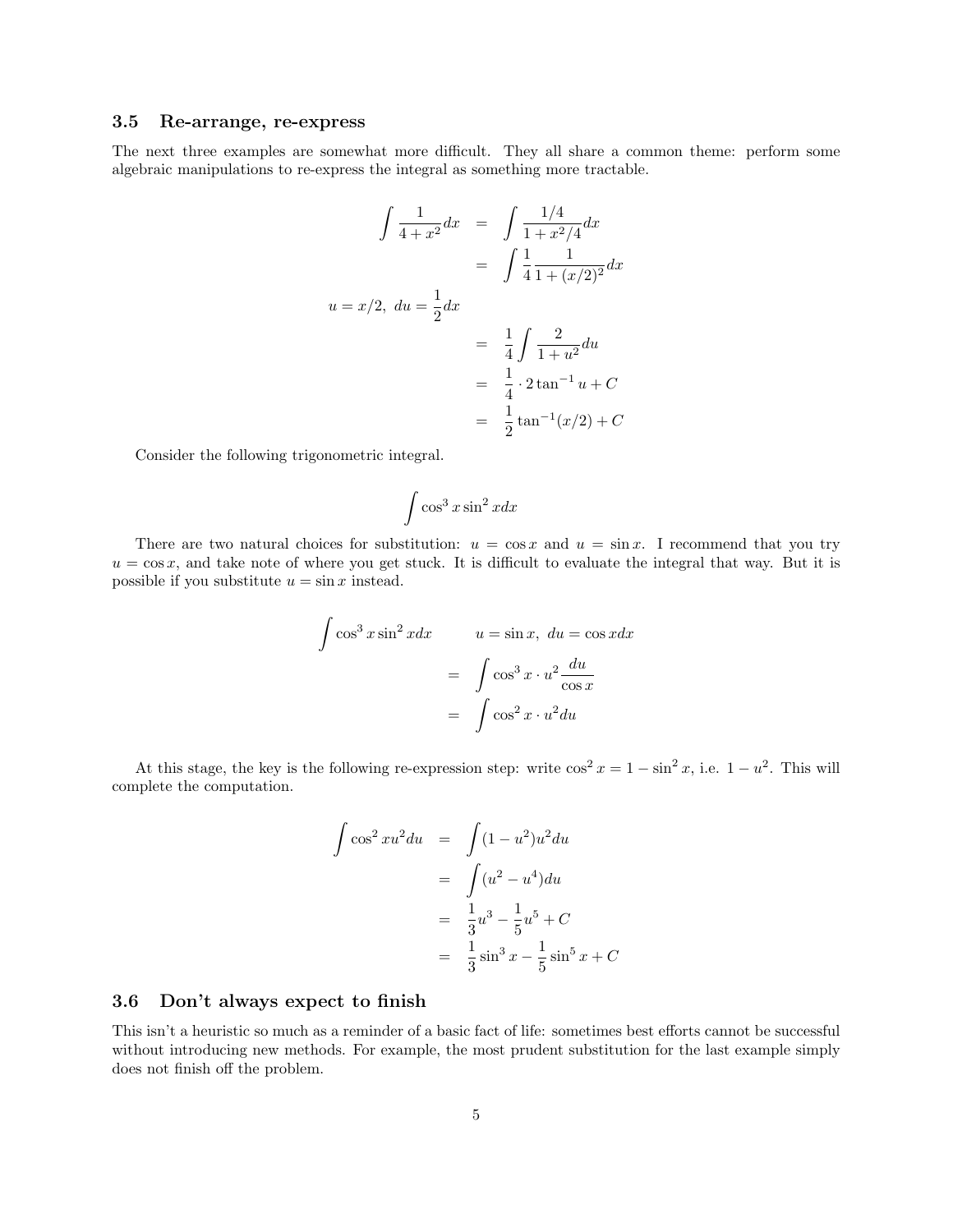### 3.5 Re-arrange, re-express

The next three examples are somewhat more difficult. They all share a common theme: perform some algebraic manipulations to re-express the integral as something more tractable.

$$
\begin{aligned}
\int \frac{1}{4+x^2}dx &= \int \frac{1/4}{1+x^2/4}dx \\
&= \int \frac{1}{4}\frac{1}{1+(x/2)^2}dx \\
u = x/2,\ du = \frac{1}{2}dx & \\
&= \frac{1}{4}\int \frac{2}{1+u^2}du \\
&= \frac{1}{4}\cdot 2\tan^{-1} u + C \\
&= \frac{1}{2}\tan^{-1}(x/2) + C
\end{aligned}
$$

Consider the following trigonometric integral.

$$
\int \cos^3 x \sin^2 x dx
$$

There are two natural choices for substitution: $u = \cos x$ and $u = \sin x$. I recommend that you try $u = \cos x$, and take note of where you get stuck. It is difficult to evaluate the integral that way. But it is possible if you substitute $u = \sin x$ instead.

$$
\begin{aligned}
\int \cos^3 x \sin^2 x dx \qquad & u = \sin x,\ du = \cos x dx \\
&= \int \cos^3 x \cdot u^2 \frac{du}{\cos x} \\
&= \int \cos^2 x \cdot u^2 du
\end{aligned}
$$

At this stage, the key is the following re-expression step: write $\cos^2 x = 1 - \sin^2 x$, i.e. $1 - u^2$. This will complete the computation.

$$
\begin{aligned}
\int \cos^2 x u^2 du &= \int (1-u^2)u^2 du \\
&= \int (u^2 - u^4) du \\
&= \frac{1}{3}u^3 - \frac{1}{5}u^5 + C \\
&= \frac{1}{3}\sin^3 x - \frac{1}{5}\sin^5 x + C
\end{aligned}
$$

### 3.6 Don't always expect to finish

This isn't a heuristic so much as a reminder of a basic fact of life: sometimes best efforts cannot be successful without introducing new methods. For example, the most prudent substitution for the last example simply does not finish off the problem.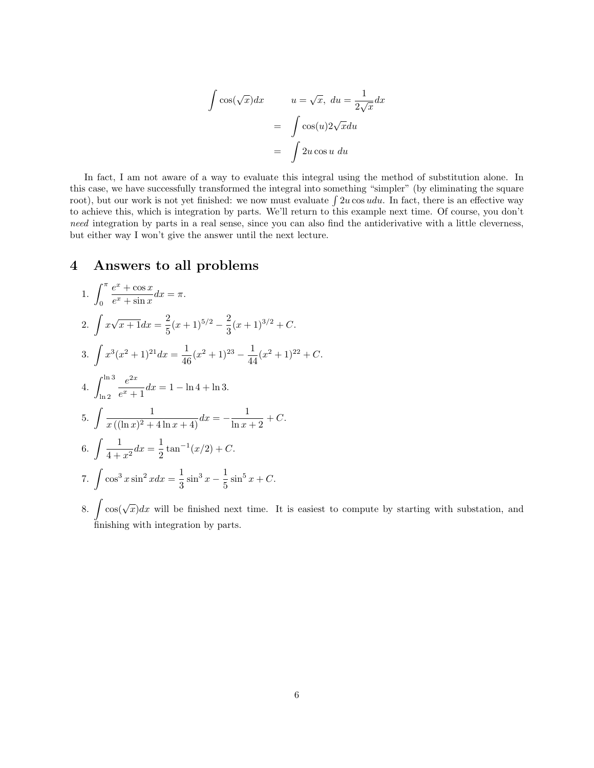$$
\begin{aligned}
\int \cos(\sqrt{x})dx \qquad & u = \sqrt{x},\ du = \frac{1}{2\sqrt{x}}dx \\
= & \int \cos(u) 2\sqrt{x} du \\
= & \int 2u \cos u \ du
\end{aligned}
$$

In fact, I am not aware of a way to evaluate this integral using the method of substitution alone. In this case, we have successfully transformed the integral into something "simpler" (by eliminating the square root), but our work is not yet finished: we now must evaluate $\int 2u \cos u du$. In fact, there is an effective way to achieve this, which is integration by parts. We'll return to this example next time. Of course, you don't *need* integration by parts in a real sense, since you can also find the antiderivative with a little cleverness, but either way I won't give the answer until the next lecture.

# 4 Answers to all problems

1. $\displaystyle\int_0^\pi \frac{e^x + \cos x}{e^x + \sin x} dx = \pi.$

2. $\displaystyle\int x\sqrt{x+1}dx = \frac{2}{5}(x+1)^{5/2} - \frac{2}{3}(x+1)^{3/2} + C.$

3. $\displaystyle\int x^3(x^2+1)^{21}dx = \frac{1}{46}(x^2+1)^{23} - \frac{1}{44}(x^2+1)^{22} + C.$

4. $\displaystyle\int_{\ln 2}^{\ln 3} \frac{e^{2x}}{e^x+1}dx = 1 - \ln 4 + \ln 3.$

5. $\displaystyle\int \frac{1}{x\left((\ln x)^2 + 4\ln x + 4\right)}dx = -\frac{1}{\ln x + 2} + C.$

6. $\displaystyle\int \frac{1}{4+x^2}dx = \frac{1}{2}\tan^{-1}(x/2) + C.$

7. $\displaystyle\int \cos^3 x \sin^2 x dx = \frac{1}{3}\sin^3 x - \frac{1}{5}\sin^5 x + C.$

8. $\displaystyle\int \cos(\sqrt{x})dx$ will be finished next time. It is easiest to compute by starting with substation, and finishing with integration by parts.